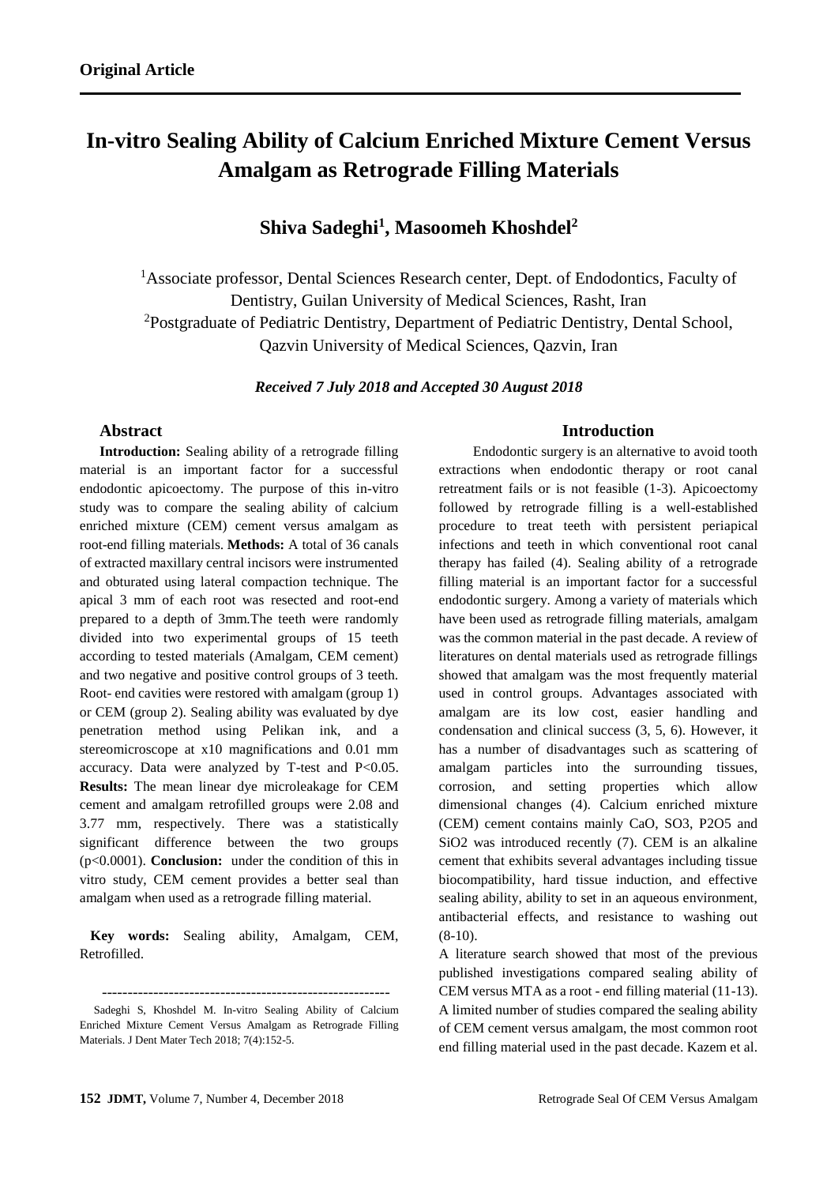**Original Article**

# In-vitro Sealing Ability of Calcium Enriched Mixture Cement Versus Amalgam as Retrograde Filling Materials

## Shiva Sadeghi[1], Masoomeh Khoshdel[2]

[1]Associate professor, Dental Sciences Research center, Dept. of Endodontics, Faculty of Dentistry, Guilan University of Medical Sciences, Rasht, Iran
[2]Postgraduate of Pediatric Dentistry, Department of Pediatric Dentistry, Dental School, Qazvin University of Medical Sciences, Qazvin, Iran

***Received 7 July 2018 and Accepted 30 August 2018***

### Abstract

**Introduction:** Sealing ability of a retrograde filling material is an important factor for a successful endodontic apicoectomy. The purpose of this in-vitro study was to compare the sealing ability of calcium enriched mixture (CEM) cement versus amalgam as root-end filling materials. **Methods:** A total of 36 canals of extracted maxillary central incisors were instrumented and obturated using lateral compaction technique. The apical 3 mm of each root was resected and root-end prepared to a depth of 3mm.The teeth were randomly divided into two experimental groups of 15 teeth according to tested materials (Amalgam, CEM cement) and two negative and positive control groups of 3 teeth. Root- end cavities were restored with amalgam (group 1) or CEM (group 2). Sealing ability was evaluated by dye penetration method using Pelikan ink, and a stereomicroscope at x10 magnifications and 0.01 mm accuracy. Data were analyzed by T-test and $P<0.05$. **Results:** The mean linear dye microleakage for CEM cement and amalgam retrofilled groups were 2.08 and 3.77 mm, respectively. There was a statistically significant difference between the two groups ($p<0.0001$). **Conclusion:** under the condition of this in vitro study, CEM cement provides a better seal than amalgam when used as a retrograde filling material.

**Key words:** Sealing ability, Amalgam, CEM, Retrofilled.

---

Sadeghi S, Khoshdel M. In-vitro Sealing Ability of Calcium Enriched Mixture Cement Versus Amalgam as Retrograde Filling Materials. J Dent Mater Tech 2018; 7(4):152-5.

### Introduction

Endodontic surgery is an alternative to avoid tooth extractions when endodontic therapy or root canal retreatment fails or is not feasible (1-3). Apicoectomy followed by retrograde filling is a well-established procedure to treat teeth with persistent periapical infections and teeth in which conventional root canal therapy has failed (4). Sealing ability of a retrograde filling material is an important factor for a successful endodontic surgery. Among a variety of materials which have been used as retrograde filling materials, amalgam was the common material in the past decade. A review of literatures on dental materials used as retrograde fillings showed that amalgam was the most frequently material used in control groups. Advantages associated with amalgam are its low cost, easier handling and condensation and clinical success (3, 5, 6). However, it has a number of disadvantages such as scattering of amalgam particles into the surrounding tissues, corrosion, and setting properties which allow dimensional changes (4). Calcium enriched mixture (CEM) cement contains mainly CaO, $SO_3$, $P_2O_5$ and $SiO_2$ was introduced recently (7). CEM is an alkaline cement that exhibits several advantages including tissue biocompatibility, hard tissue induction, and effective sealing ability, ability to set in an aqueous environment, antibacterial effects, and resistance to washing out (8-10).

A literature search showed that most of the previous published investigations compared sealing ability of CEM versus MTA as a root - end filling material (11-13). A limited number of studies compared the sealing ability of CEM cement versus amalgam, the most common root end filling material used in the past decade. Kazem et al.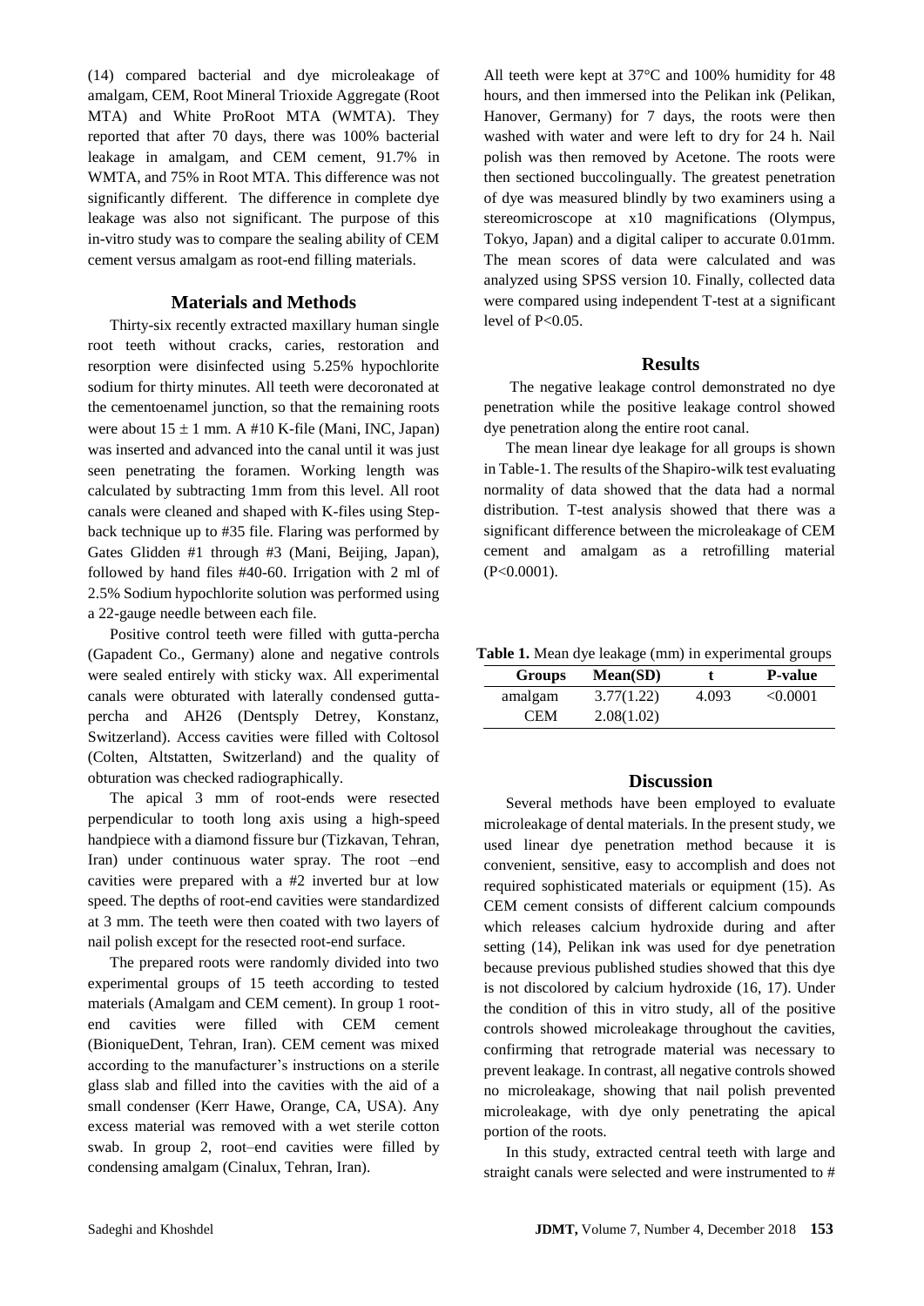(14) compared bacterial and dye microleakage of amalgam, CEM, Root Mineral Trioxide Aggregate (Root MTA) and White ProRoot MTA (WMTA). They reported that after 70 days, there was 100% bacterial leakage in amalgam, and CEM cement, 91.7% in WMTA, and 75% in Root MTA. This difference was not significantly different. The difference in complete dye leakage was also not significant. The purpose of this in-vitro study was to compare the sealing ability of CEM cement versus amalgam as root-end filling materials.

## Materials and Methods

Thirty-six recently extracted maxillary human single root teeth without cracks, caries, restoration and resorption were disinfected using 5.25% hypochlorite sodium for thirty minutes. All teeth were decoronated at the cementoenamel junction, so that the remaining roots were about $15 \pm 1$ mm. A #10 K-file (Mani, INC, Japan) was inserted and advanced into the canal until it was just seen penetrating the foramen. Working length was calculated by subtracting 1mm from this level. All root canals were cleaned and shaped with K-files using Step-back technique up to #35 file. Flaring was performed by Gates Glidden #1 through #3 (Mani, Beijing, Japan), followed by hand files #40-60. Irrigation with 2 ml of 2.5% Sodium hypochlorite solution was performed using a 22-gauge needle between each file.

Positive control teeth were filled with gutta-percha (Gapadent Co., Germany) alone and negative controls were sealed entirely with sticky wax. All experimental canals were obturated with laterally condensed gutta-percha and AH26 (Dentsply Detrey, Konstanz, Switzerland). Access cavities were filled with Coltosol (Colten, Altstatten, Switzerland) and the quality of obturation was checked radiographically.

The apical 3 mm of root-ends were resected perpendicular to tooth long axis using a high-speed handpiece with a diamond fissure bur (Tizkavan, Tehran, Iran) under continuous water spray. The root –end cavities were prepared with a #2 inverted bur at low speed. The depths of root-end cavities were standardized at 3 mm. The teeth were then coated with two layers of nail polish except for the resected root-end surface.

The prepared roots were randomly divided into two experimental groups of 15 teeth according to tested materials (Amalgam and CEM cement). In group 1 root-end cavities were filled with CEM cement (BioniqueDent, Tehran, Iran). CEM cement was mixed according to the manufacturer's instructions on a sterile glass slab and filled into the cavities with the aid of a small condenser (Kerr Hawe, Orange, CA, USA). Any excess material was removed with a wet sterile cotton swab. In group 2, root–end cavities were filled by condensing amalgam (Cinalux, Tehran, Iran).

All teeth were kept at 37°C and 100% humidity for 48 hours, and then immersed into the Pelikan ink (Pelikan, Hanover, Germany) for 7 days, the roots were then washed with water and were left to dry for 24 h. Nail polish was then removed by Acetone. The roots were then sectioned buccolingually. The greatest penetration of dye was measured blindly by two examiners using a stereomicroscope at x10 magnifications (Olympus, Tokyo, Japan) and a digital caliper to accurate 0.01mm. The mean scores of data were calculated and was analyzed using SPSS version 10. Finally, collected data were compared using independent T-test at a significant level of $P<0.05$.

## Results

The negative leakage control demonstrated no dye penetration while the positive leakage control showed dye penetration along the entire root canal.

The mean linear dye leakage for all groups is shown in Table-1. The results of the Shapiro-wilk test evaluating normality of data showed that the data had a normal distribution. T-test analysis showed that there was a significant difference between the microleakage of CEM cement and amalgam as a retrofilling material ($P<0.0001$).

**Table 1.** Mean dye leakage (mm) in experimental groups

| Groups | Mean(SD) | t | P-value |
|---|---|---|---|
| amalgam | 3.77(1.22) | 4.093 | <0.0001 |
| CEM | 2.08(1.02) | | |

## Discussion

Several methods have been employed to evaluate microleakage of dental materials. In the present study, we used linear dye penetration method because it is convenient, sensitive, easy to accomplish and does not required sophisticated materials or equipment (15). As CEM cement consists of different calcium compounds which releases calcium hydroxide during and after setting (14), Pelikan ink was used for dye penetration because previous published studies showed that this dye is not discolored by calcium hydroxide (16, 17). Under the condition of this in vitro study, all of the positive controls showed microleakage throughout the cavities, confirming that retrograde material was necessary to prevent leakage. In contrast, all negative controls showed no microleakage, showing that nail polish prevented microleakage, with dye only penetrating the apical portion of the roots.

In this study, extracted central teeth with large and straight canals were selected and were instrumented to #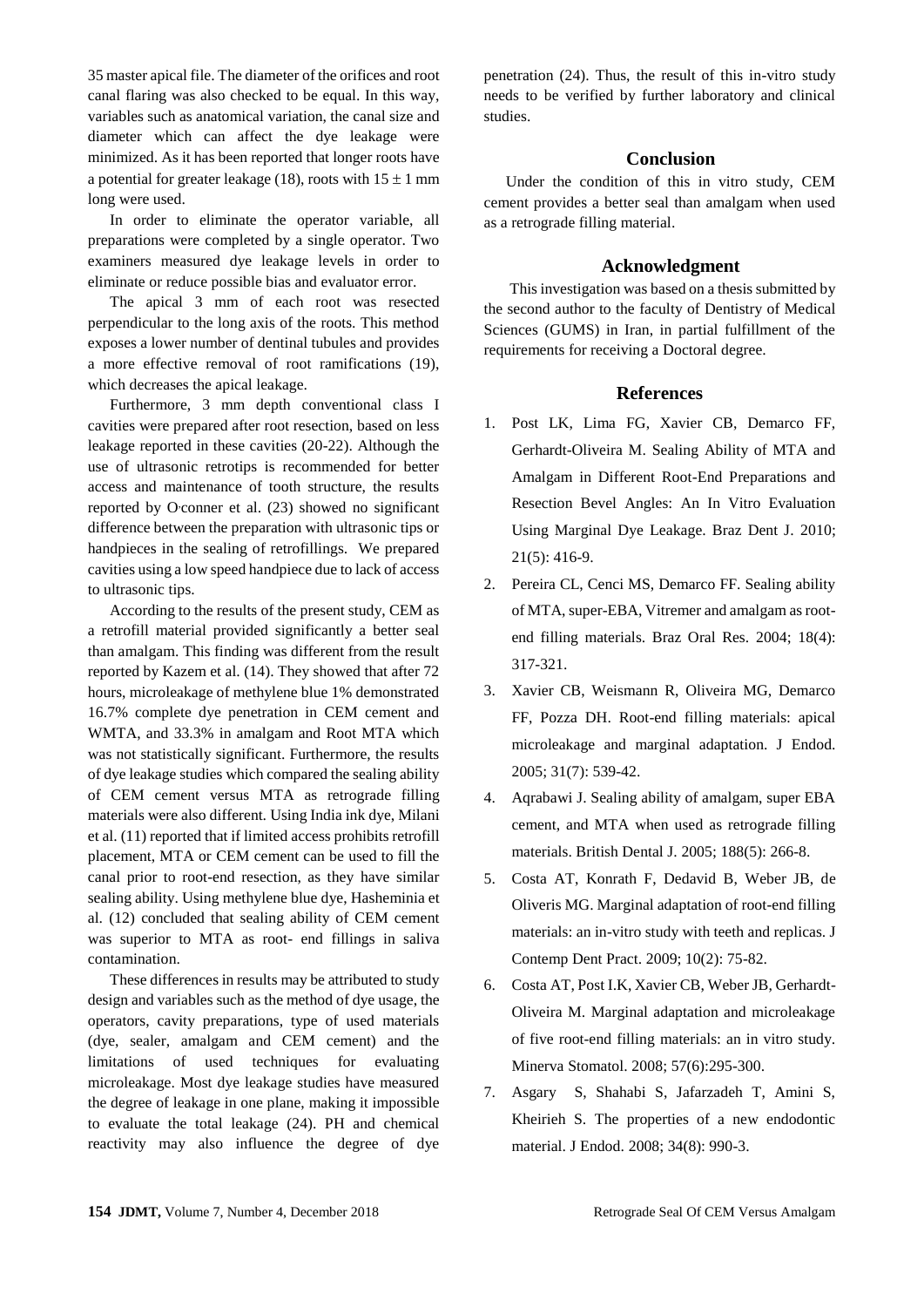35 master apical file. The diameter of the orifices and root canal flaring was also checked to be equal. In this way, variables such as anatomical variation, the canal size and diameter which can affect the dye leakage were minimized. As it has been reported that longer roots have a potential for greater leakage (18), roots with $15 \pm 1$ mm long were used.

In order to eliminate the operator variable, all preparations were completed by a single operator. Two examiners measured dye leakage levels in order to eliminate or reduce possible bias and evaluator error.

The apical 3 mm of each root was resected perpendicular to the long axis of the roots. This method exposes a lower number of dentinal tubules and provides a more effective removal of root ramifications (19), which decreases the apical leakage.

Furthermore, 3 mm depth conventional class I cavities were prepared after root resection, based on less leakage reported in these cavities (20-22). Although the use of ultrasonic retrotips is recommended for better access and maintenance of tooth structure, the results reported by O'conner et al. (23) showed no significant difference between the preparation with ultrasonic tips or handpieces in the sealing of retrofillings. We prepared cavities using a low speed handpiece due to lack of access to ultrasonic tips.

According to the results of the present study, CEM as a retrofill material provided significantly a better seal than amalgam. This finding was different from the result reported by Kazem et al. (14). They showed that after 72 hours, microleakage of methylene blue 1% demonstrated 16.7% complete dye penetration in CEM cement and WMTA, and 33.3% in amalgam and Root MTA which was not statistically significant. Furthermore, the results of dye leakage studies which compared the sealing ability of CEM cement versus MTA as retrograde filling materials were also different. Using India ink dye, Milani et al. (11) reported that if limited access prohibits retrofill placement, MTA or CEM cement can be used to fill the canal prior to root-end resection, as they have similar sealing ability. Using methylene blue dye, Hasheminia et al. (12) concluded that sealing ability of CEM cement was superior to MTA as root- end fillings in saliva contamination.

These differences in results may be attributed to study design and variables such as the method of dye usage, the operators, cavity preparations, type of used materials (dye, sealer, amalgam and CEM cement) and the limitations of used techniques for evaluating microleakage. Most dye leakage studies have measured the degree of leakage in one plane, making it impossible to evaluate the total leakage (24). PH and chemical reactivity may also influence the degree of dye penetration (24). Thus, the result of this in-vitro study needs to be verified by further laboratory and clinical studies.

## Conclusion

Under the condition of this in vitro study, CEM cement provides a better seal than amalgam when used as a retrograde filling material.

## Acknowledgment

This investigation was based on a thesis submitted by the second author to the faculty of Dentistry of Medical Sciences (GUMS) in Iran, in partial fulfillment of the requirements for receiving a Doctoral degree.

## References

1. Post LK, Lima FG, Xavier CB, Demarco FF, Gerhardt-Oliveira M. Sealing Ability of MTA and Amalgam in Different Root-End Preparations and Resection Bevel Angles: An In Vitro Evaluation Using Marginal Dye Leakage. Braz Dent J. 2010; 21(5): 416-9.
2. Pereira CL, Cenci MS, Demarco FF. Sealing ability of MTA, super-EBA, Vitremer and amalgam as root-end filling materials. Braz Oral Res. 2004; 18(4): 317-321.
3. Xavier CB, Weismann R, Oliveira MG, Demarco FF, Pozza DH. Root-end filling materials: apical microleakage and marginal adaptation. J Endod. 2005; 31(7): 539-42.
4. Aqrabawi J. Sealing ability of amalgam, super EBA cement, and MTA when used as retrograde filling materials. British Dental J. 2005; 188(5): 266-8.
5. Costa AT, Konrath F, Dedavid B, Weber JB, de Oliveris MG. Marginal adaptation of root-end filling materials: an in-vitro study with teeth and replicas. J Contemp Dent Pract. 2009; 10(2): 75-82.
6. Costa AT, Post I.K, Xavier CB, Weber JB, Gerhardt-Oliveira M. Marginal adaptation and microleakage of five root-end filling materials: an in vitro study. Minerva Stomatol. 2008; 57(6):295-300.
7. Asgary S, Shahabi S, Jafarzadeh T, Amini S, Kheirieh S. The properties of a new endodontic material. J Endod. 2008; 34(8): 990-3.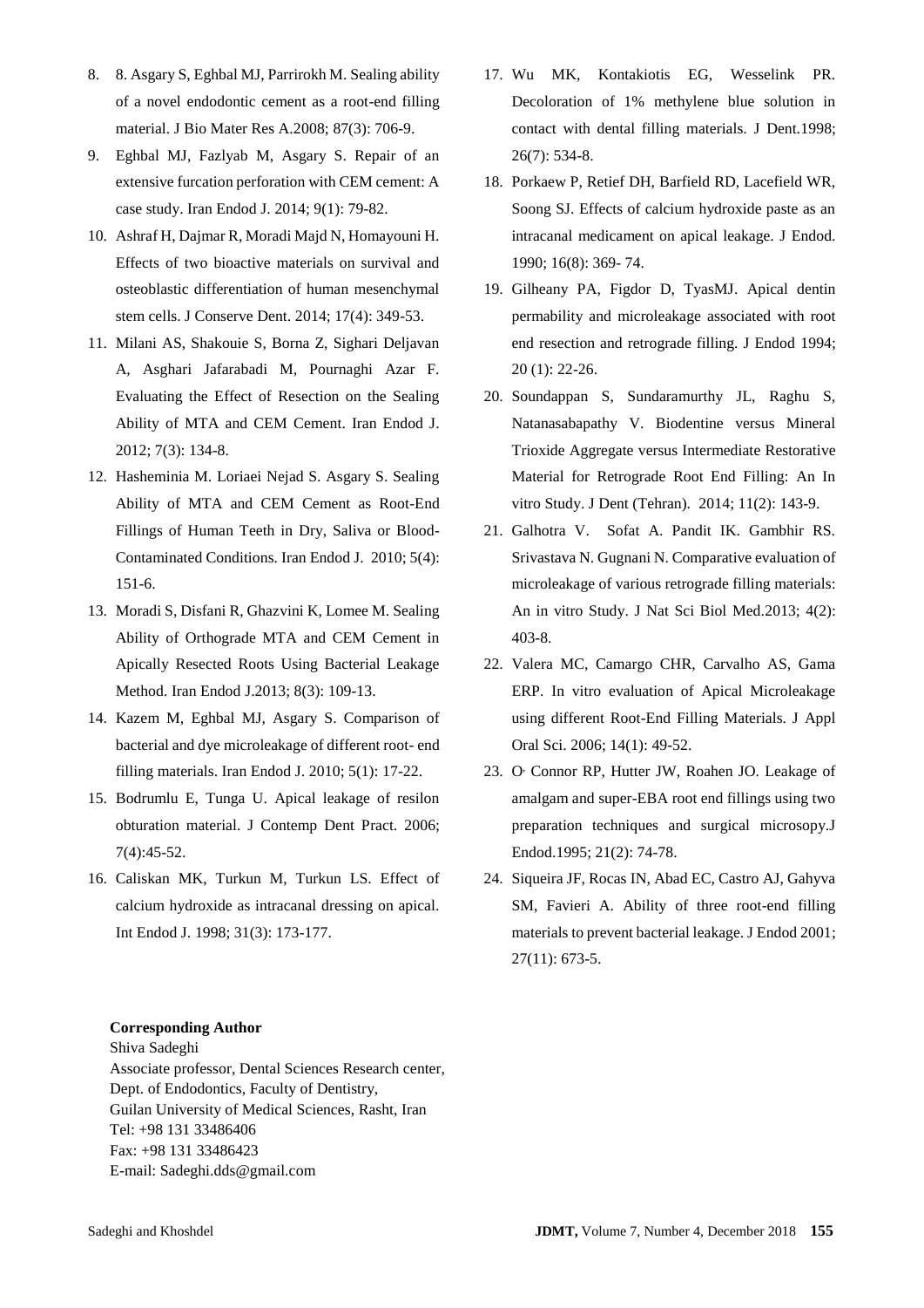8. 8. Asgary S, Eghbal MJ, Parrirokh M. Sealing ability of a novel endodontic cement as a root-end filling material. J Bio Mater Res A.2008; 87(3): 706-9.
9. Eghbal MJ, Fazlyab M, Asgary S. Repair of an extensive furcation perforation with CEM cement: A case study. Iran Endod J. 2014; 9(1): 79-82.
10. Ashraf H, Dajmar R, Moradi Majd N, Homayouni H. Effects of two bioactive materials on survival and osteoblastic differentiation of human mesenchymal stem cells. J Conserve Dent. 2014; 17(4): 349-53.
11. Milani AS, Shakouie S, Borna Z, Sighari Deljavan A, Asghari Jafarabadi M, Pournaghi Azar F. Evaluating the Effect of Resection on the Sealing Ability of MTA and CEM Cement. Iran Endod J. 2012; 7(3): 134-8.
12. Hasheminia M. Loriaei Nejad S. Asgary S. Sealing Ability of MTA and CEM Cement as Root-End Fillings of Human Teeth in Dry, Saliva or Blood-Contaminated Conditions. Iran Endod J. 2010; 5(4): 151-6.
13. Moradi S, Disfani R, Ghazvini K, Lomee M. Sealing Ability of Orthograde MTA and CEM Cement in Apically Resected Roots Using Bacterial Leakage Method. Iran Endod J.2013; 8(3): 109-13.
14. Kazem M, Eghbal MJ, Asgary S. Comparison of bacterial and dye microleakage of different root- end filling materials. Iran Endod J. 2010; 5(1): 17-22.
15. Bodrumlu E, Tunga U. Apical leakage of resilon obturation material. J Contemp Dent Pract. 2006; 7(4):45-52.
16. Caliskan MK, Turkun M, Turkun LS. Effect of calcium hydroxide as intracanal dressing on apical. Int Endod J. 1998; 31(3): 173-177.
17. Wu MK, Kontakiotis EG, Wesselink PR. Decoloration of 1% methylene blue solution in contact with dental filling materials. J Dent.1998; 26(7): 534-8.
18. Porkaew P, Retief DH, Barfield RD, Lacefield WR, Soong SJ. Effects of calcium hydroxide paste as an intracanal medicament on apical leakage. J Endod. 1990; 16(8): 369- 74.
19. Gilheany PA, Figdor D, TyasMJ. Apical dentin permability and microleakage associated with root end resection and retrograde filling. J Endod 1994; 20 (1): 22-26.
20. Soundappan S, Sundaramurthy JL, Raghu S, Natanasabapathy V. Biodentine versus Mineral Trioxide Aggregate versus Intermediate Restorative Material for Retrograde Root End Filling: An In vitro Study. J Dent (Tehran). 2014; 11(2): 143-9.
21. Galhotra V. Sofat A. Pandit IK. Gambhir RS. Srivastava N. Gugnani N. Comparative evaluation of microleakage of various retrograde filling materials: An in vitro Study. J Nat Sci Biol Med.2013; 4(2): 403-8.
22. Valera MC, Camargo CHR, Carvalho AS, Gama ERP. In vitro evaluation of Apical Microleakage using different Root-End Filling Materials. J Appl Oral Sci. 2006; 14(1): 49-52.
23. O' Connor RP, Hutter JW, Roahen JO. Leakage of amalgam and super-EBA root end fillings using two preparation techniques and surgical microsopy.J Endod.1995; 21(2): 74-78.
24. Siqueira JF, Rocas IN, Abad EC, Castro AJ, Gahyva SM, Favieri A. Ability of three root-end filling materials to prevent bacterial leakage. J Endod 2001; 27(11): 673-5.

**Corresponding Author**
Shiva Sadeghi
Associate professor, Dental Sciences Research center,
Dept. of Endodontics, Faculty of Dentistry,
Guilan University of Medical Sciences, Rasht, Iran
Tel: +98 131 33486406
Fax: +98 131 33486423
E-mail: Sadeghi.dds@gmail.com